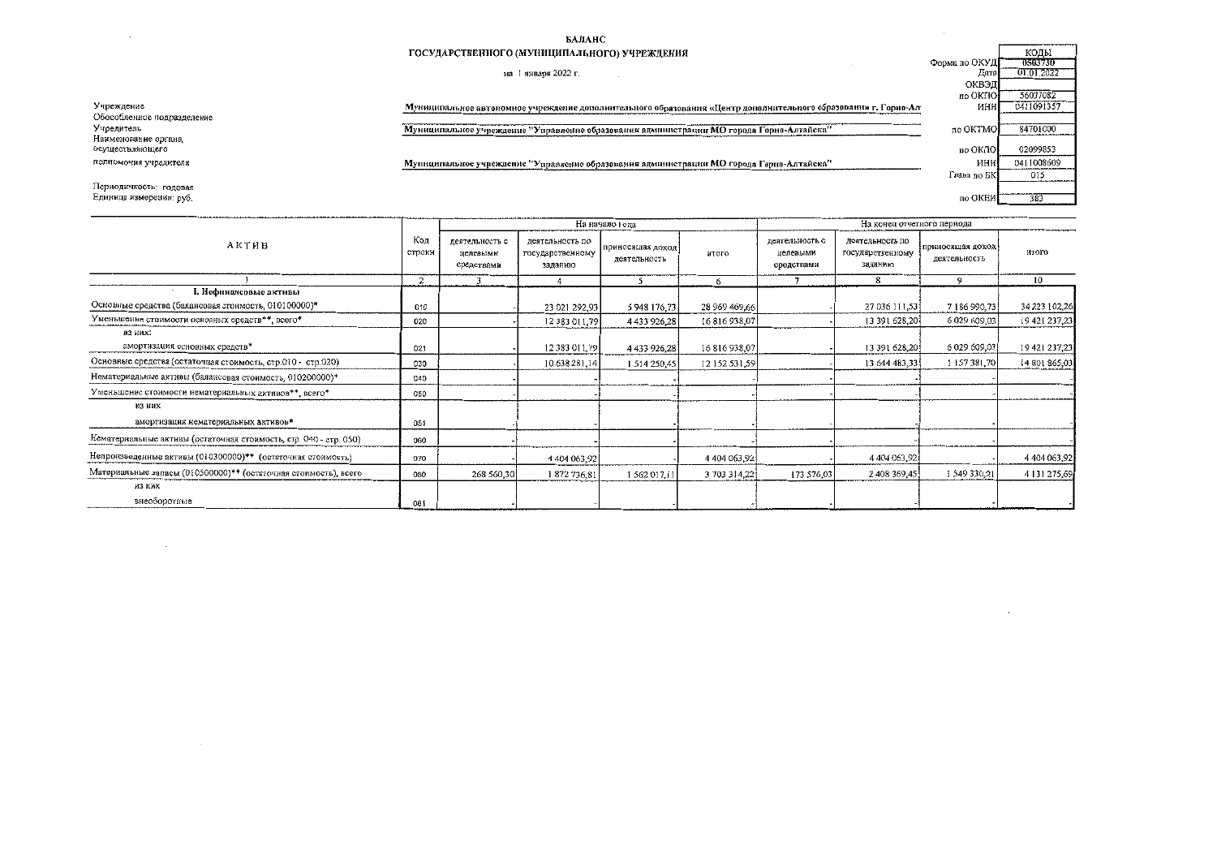**БАЛАНС**
**ГОСУДАРСТВЕННОГО (МУНИЦИПАЛЬНОГО) УЧРЕЖДЕНИЯ**

на 1 января 2022 г.

| | | | КОДЫ |
|---|---|---|---|
| | | Форма по ОКУД | 0503730 |
| | | Дата | 01.01.2022 |
| | | ОКВЭД | |
| | | по ОКПО | 56037082 |
| Учреждение | Муниципальное автономное учреждение дополнительного образования «Центр дополнительного образования г. Горно-Ал | ИНН | 0411091357 |
| Обособленное подразделение | | | |
| Учредитель | Муниципальное учреждение "Управление образования администрации МО города Горно-Алтайска" | по ОКТМО | 84701000 |
| Наименование органа, осуществляющего | | по ОКПО | 02099853 |
| полномочия учредителя | Муниципальное учреждение "Управление образования администрации МО города Горно-Алтайска" | ИНН | 0411008609 |
| | | Глава по БК | 015 |
| Периодичность: годовая | | | |
| Единица измерения: руб. | | по ОКЕИ | 383 |

| АКТИВ | Код строки | На начало года | | | | На конец отчетного периода | | | |
|---|---|---|---|---|---|---|---|---|---|
| | | деятельность с целевыми средствами | деятельность по государственному заданию | приносящая доход деятельность | итого | деятельность с целевыми средствами | деятельность по государственному заданию | приносящая доход деятельность | итого |
| 1 | 2 | 3 | 4 | 5 | 6 | 7 | 8 | 9 | 10 |
| **I. Нефинансовые активы** | | | | | | | | | |
| Основные средства (балансовая стоимость, 010100000)* | 010 | - | 23 021 292,93 | 5 948 176,73 | 28 969 469,66 | - | 27 036 111,53 | 7 186 990,73 | 34 223 102,26 |
| Уменьшение стоимости основных средств**, всего* | 020 | - | 12 383 011,79 | 4 433 926,28 | 16 816 938,07 | - | 13 391 628,20 | 6 029 609,03 | 19 421 237,23 |
| из них: амортизация основных средств* | 021 | - | 12 383 011,79 | 4 433 926,28 | 16 816 938,07 | - | 13 391 628,20 | 6 029 609,03 | 19 421 237,23 |
| Основные средства (остаточная стоимость, стр.010 - стр.020) | 030 | - | 10 638 281,14 | 1 514 250,45 | 12 152 531,59 | - | 13 644 483,33 | 1 157 381,70 | 14 801 865,03 |
| Нематериальные активы (балансовая стоимость, 010200000)* | 040 | - | - | - | - | - | - | - | - |
| Уменьшение стоимости нематериальных активов**, всего* | 050 | - | - | - | - | - | - | - | - |
| из них амортизация нематериальных активов* | 051 | - | - | - | - | - | - | - | - |
| Нематериальные активы (остаточная стоимость, стр. 040 - стр. 050) | 060 | - | - | - | - | - | - | - | - |
| Непроизведенные активы (010300000)** (остаточная стоимость) | 070 | - | 4 404 063,92 | - | 4 404 063,92 | - | 4 404 063,92 | - | 4 404 063,92 |
| Материальные запасы (010500000)** (остаточная стоимость), всего | 080 | 268 560,30 | 1 872 736,81 | 1 562 017,11 | 3 703 314,22 | 173 576,03 | 2 408 369,45 | 1 549 330,21 | 4 131 275,69 |
| из них внеоборотные | 081 | - | - | - | - | - | - | - | - |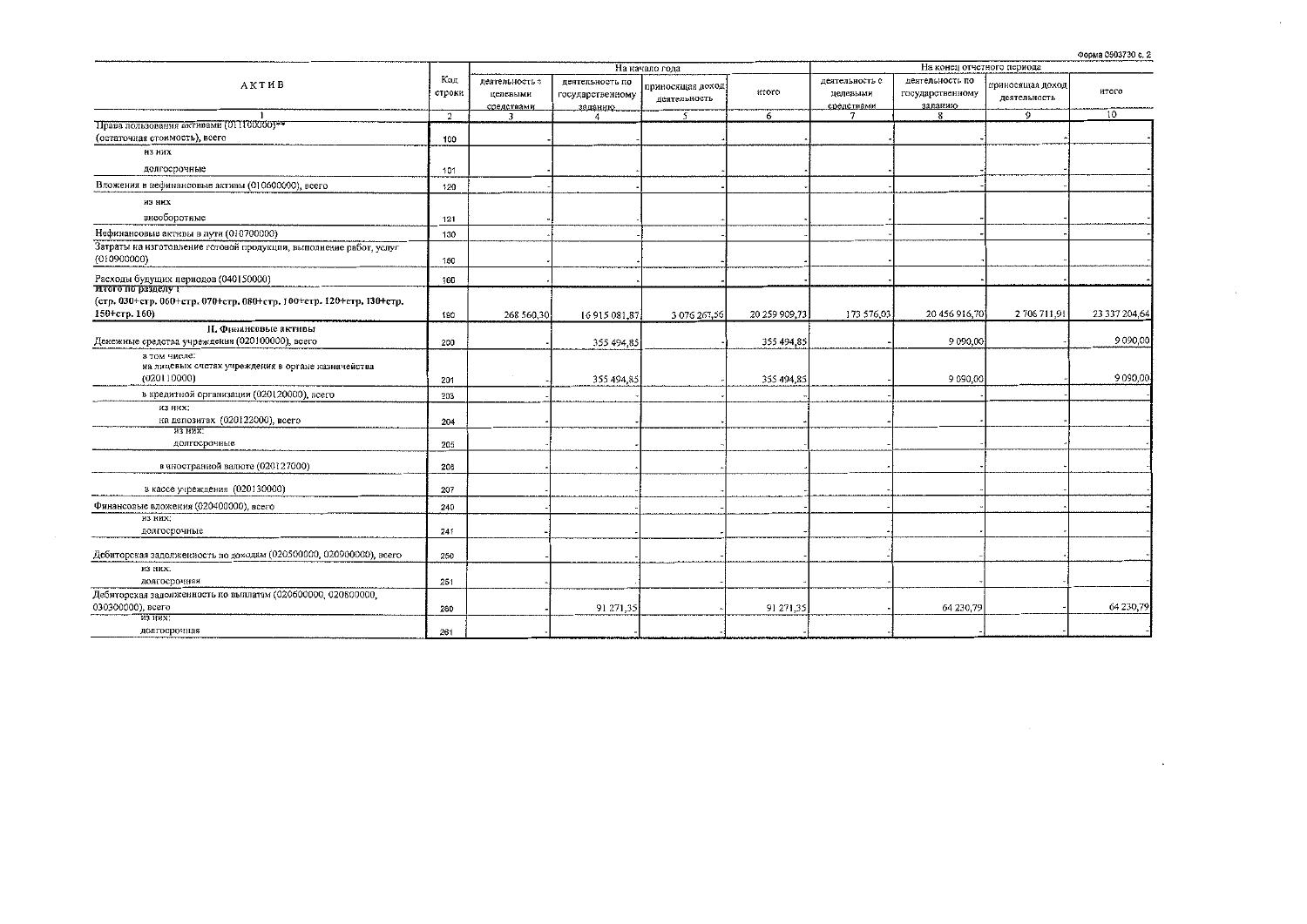Форма 0503730 с. 2

| АКТИВ | Код строки | На начало года | | | | На конец отчетного периода | | | |
|---|---|---|---|---|---|---|---|---|---|
| | | деятельность с целевыми средствами | деятельность по государственному заданию | приносящая доход деятельность | итого | деятельность с целевыми средствами | деятельность по государственному заданию | приносящая доход деятельность | итого |
| 1 | 2 | 3 | 4 | 5 | 6 | 7 | 8 | 9 | 10 |
| Права пользования активами (011100000)** (остаточная стоимость), всего | 100 | - | - | - | - | - | - | - | - |
| из них долгосрочные | 101 | - | - | - | - | - | - | - | - |
| Вложения в нефинансовые активы (010600000), всего | 120 | - | - | - | - | - | - | - | - |
| из них внеоборотные | 121 | - | - | - | - | - | - | - | - |
| Нефинансовые активы в пути (010700000) | 130 | - | - | - | - | - | - | - | - |
| Затраты на изготовление готовой продукции, выполнение работ, услуг (010900000) | 150 | - | - | - | - | - | - | - | - |
| Расходы будущих периодов (040150000) | 160 | - | - | - | - | - | - | - | - |
| **Итого по разделу I (стр. 030+стр. 060+стр. 070+стр. 080+стр. 100+стр. 120+стр. 130+стр. 150+стр. 160)** | 190 | 268 560,30 | 16 915 081,87 | 3 076 267,56 | 20 259 909,73 | 173 576,03 | 20 456 916,70 | 2 706 711,91 | 23 337 204,64 |
| **II. Финансовые активы** | | | | | | | | | |
| Денежные средства учреждения (020100000), всего | 200 | - | 355 494,85 | - | 355 494,85 | - | 9 090,00 | - | 9 090,00 |
| в том числе: на лицевых счетах учреждения в органе казначейства (020110000) | 201 | - | 355 494,85 | - | 355 494,85 | - | 9 090,00 | - | 9 090,00 |
| в кредитной организации (020120000), всего | 203 | - | - | - | - | - | - | - | - |
| из них: на депозитах (020122000), всего | 204 | - | - | - | - | - | - | - | - |
| из них: долгосрочные | 205 | - | - | - | - | - | - | - | - |
| в иностранной валюте (020127000) | 206 | - | - | - | - | - | - | - | - |
| в кассе учреждения (020130000) | 207 | - | - | - | - | - | - | - | - |
| Финансовые вложения (020400000), всего | 240 | - | - | - | - | - | - | - | - |
| из них: долгосрочные | 241 | - | - | - | - | - | - | - | - |
| Дебиторская задолженность по доходам (020500000, 020900000), всего | 250 | - | - | - | - | - | - | - | - |
| из них: долгосрочная | 251 | - | - | - | - | - | - | - | - |
| Дебиторская задолженность по выплатам (020600000, 020800000, 030300000), всего | 260 | - | 91 271,35 | - | 91 271,35 | - | 64 230,79 | - | 64 230,79 |
| из них: долгосрочная | 261 | - | - | - | - | - | - | - | - |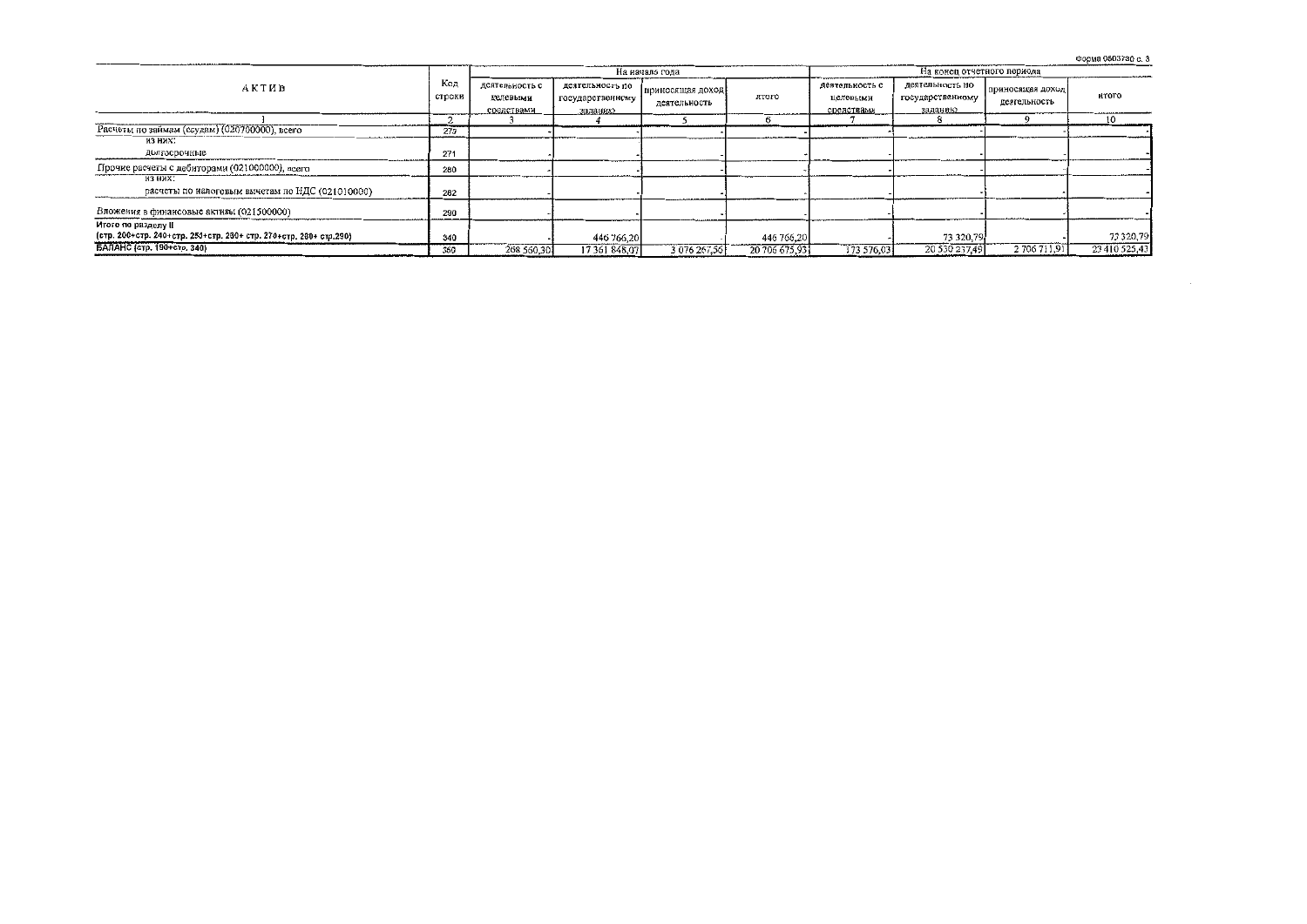Форма 0503730 с. 3

| АКТИВ | Код строки | На начало года | | | | На конец отчетного периода | | | |
|---|---|---|---|---|---|---|---|---|---|
| | | деятельность с целевыми средствами | деятельность по государственному заданию | приносящая доход деятельность | итого | деятельность с целевыми средствами | деятельность по государственному заданию | приносящая доход деятельность | итого |
| 1 | 2 | 3 | 4 | 5 | 6 | 7 | 8 | 9 | 10 |
| Расчеты по займам (ссудам) (020700000), всего | 270 | - | - | - | - | - | - | - | - |
| из них: долгосрочные | 271 | - | - | - | - | - | - | - | - |
| Прочие расчеты с дебиторами (021000000), всего | 280 | - | - | - | - | - | - | - | - |
| из них: расчеты по налоговым вычетам по НДС (021010000) | 282 | - | - | - | - | - | - | - | - |
| Вложения в финансовые активы (021500000) | 290 | - | - | - | - | - | - | - | - |
| **Итого по разделу II** (стр. 200+стр. 240+стр. 250+стр. 260+ стр. 270+стр. 280+ стр.290) | 340 | - | 446 766,20 | - | 446 766,20 | - | 73 320,79 | - | 73 320,79 |
| **БАЛАНС (стр. 190+стр. 340)** | 350 | 268 560,30 | 17 361 848,07 | 3 076 267,56 | 20 706 675,93 | 173 576,03 | 20 530 237,49 | 2 706 711,91 | 23 410 525,43 |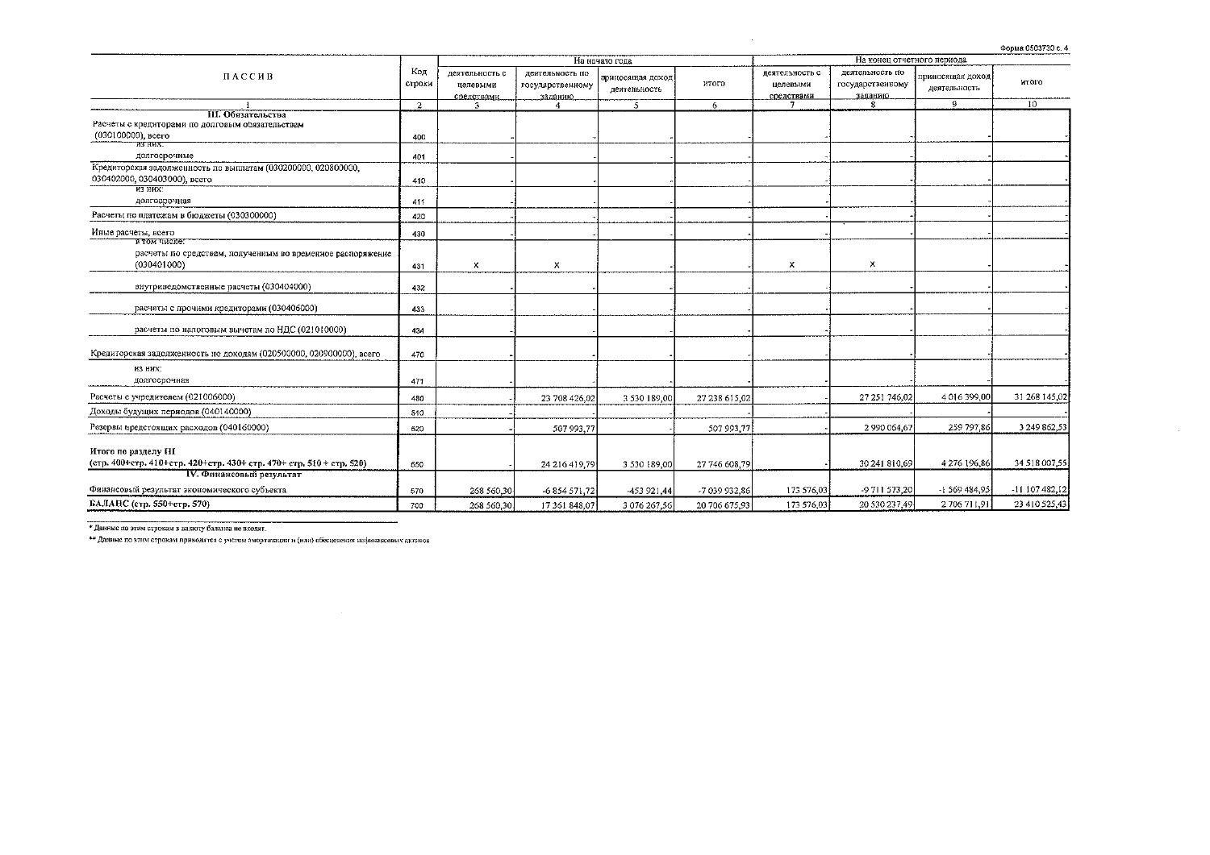Форма 0503730 с. 4

| ПАССИВ | Код строки | На начало года | | | | На конец отчетного периода | | | |
|---|---|---|---|---|---|---|---|---|---|
| | | деятельность с целевыми средствами | деятельность по государственному заданию | приносящая доход деятельность | итого | деятельность с целевыми средствами | деятельность по государственному заданию | приносящая доход деятельность | итого |
| 1 | 2 | 3 | 4 | 5 | 6 | 7 | 8 | 9 | 10 |
| **III. Обязательства** | | | | | | | | | |
| Расчеты с кредиторами по долговым обязательствам (030100000), всего | 400 | - | - | - | - | - | - | - | - |
| из них: долгосрочные | 401 | - | - | - | - | - | - | - | - |
| Кредиторская задолженность по выплатам (030200000, 020800000, 030402000, 030403000), всего | 410 | - | - | - | - | - | - | - | - |
| из них: долгосрочная | 411 | - | - | - | - | - | - | - | - |
| Расчеты по платежам в бюджеты (030300000) | 420 | - | - | - | - | - | - | - | - |
| Иные расчеты, всего | 430 | - | - | - | - | - | - | - | - |
| в том числе: расчеты по средствам, полученным во временное распоряжение (030401000) | 431 | x | x | - | - | x | x | - | - |
| внутриведомственные расчеты (030404000) | 432 | - | - | - | - | - | - | - | - |
| расчеты с прочими кредиторами (030406000) | 433 | - | - | - | - | - | - | - | - |
| расчеты по налоговым вычетам по НДС (021010000) | 434 | - | - | - | - | - | - | - | - |
| Кредиторская задолженность по доходам (020500000, 020900000), всего | 470 | - | - | - | - | - | - | - | - |
| из них: долгосрочная | 471 | - | - | - | - | - | - | - | - |
| Расчеты с учредителем (021006000) | 480 | - | 23 708 426,02 | 3 530 189,00 | 27 238 615,02 | - | 27 251 746,02 | 4 016 399,00 | 31 268 145,02 |
| Доходы будущих периодов (040140000) | 510 | - | | | | | | | - |
| Резервы предстоящих расходов (040160000) | 520 | - | 507 993,77 | | 507 993,77 | - | 2 990 064,67 | 259 797,86 | 3 249 862,53 |
| Итого по разделу III (стр. 400+стр. 410+стр. 420+стр. 430+ стр. 470+ стр. 510 + стр. 520) | 550 | - | 24 216 419,79 | 3 530 189,00 | 27 746 608,79 | - | 30 241 810,69 | 4 276 196,86 | 34 518 007,55 |
| **IV. Финансовый результат** | | | | | | | | | |
| Финансовый результат экономического субъекта | 570 | 268 560,30 | -6 854 571,72 | -453 921,44 | -7 039 932,86 | 173 576,03 | -9 711 573,20 | -1 569 484,95 | -11 107 482,12 |
| **БАЛАНС (стр. 550+стр. 570)** | 700 | 268 560,30 | 17 361 848,07 | 3 076 267,56 | 20 706 675,93 | 173 576,03 | 20 530 237,49 | 2 706 711,91 | 23 410 525,43 |

\* Данные по этим строкам в валюту баланса не входят.

\*\* Данные по этим строкам приводятся с учетом амортизации и (или) обесценения нефинансовых активов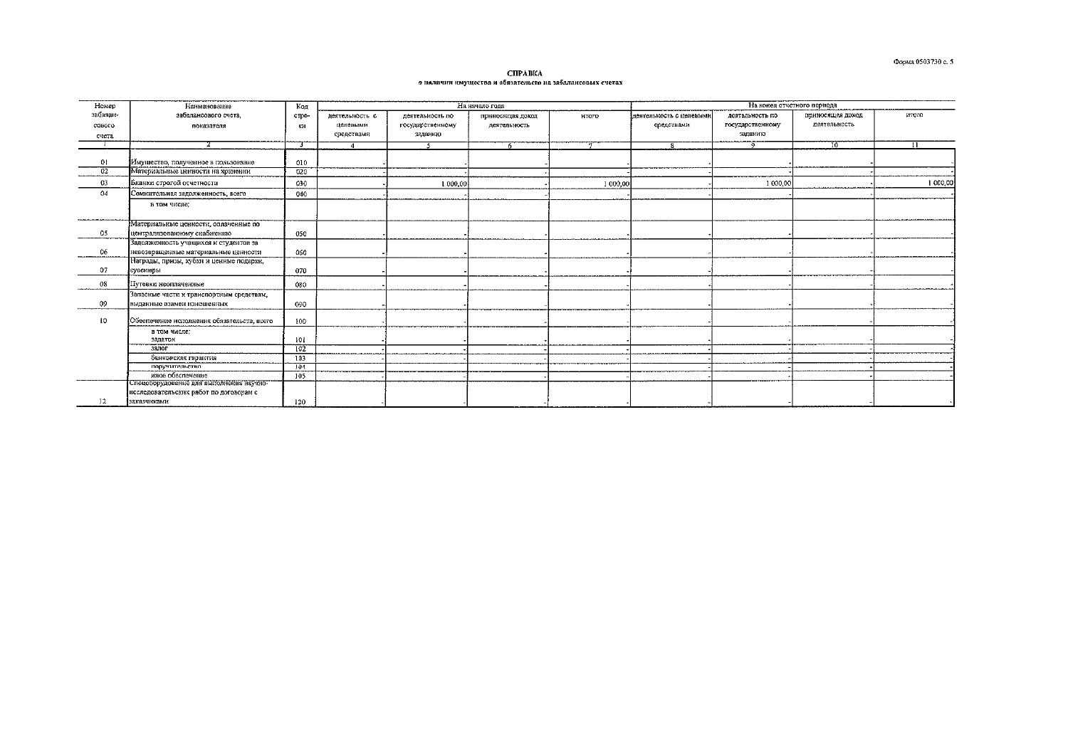Форма 0503730 с. 5

# СПРАВКА
**о наличии имущества и обязательств на забалансовых счетах**

| Номер забалансового счета | Наименование забалансового счета, показателя | Код строки | На начало года | | | | На конец отчетного периода | | | |
|---|---|---|---|---|---|---|---|---|---|---|
| | | | деятельность с целевыми средствами | деятельность по государственному заданию | приносящая доход деятельность | итого | деятельность с целевыми средствами | деятельность по государственному заданию | приносящая доход деятельность | итого |
| 1 | 2 | 3 | 4 | 5 | 6 | 7 | 8 | 9 | 10 | 11 |
| 01 | Имущество, полученное в пользование | 010 | - | - | - | - | - | - | - | - |
| 02 | Материальные ценности на хранении | 020 | - | - | - | - | - | - | - | - |
| 03 | Бланки строгой отчетности | 030 | - | 1 000,00 | - | 1 000,00 | - | 1 000,00 | - | 1 000,00 |
| 04 | Сомнительная задолженность, всего | 040 | - | - | - | - | - | - | - | - |
| | в том числе: | | | | | | | | | |
| 05 | Материальные ценности, оплаченные по централизованному снабжению | 050 | - | - | - | - | - | - | - | - |
| 06 | Задолженность учащихся и студентов за невозвращенные материальные ценности | 060 | - | - | - | - | - | - | - | - |
| 07 | Награды, призы, кубки и ценные подарки, сувениры | 070 | - | - | - | - | - | - | - | - |
| 08 | Путевки неоплаченные | 080 | - | - | - | - | - | - | - | - |
| 09 | Запасные части к транспортным средствам, выданные взамен изношенных | 090 | - | - | - | - | - | - | - | - |
| 10 | Обеспечение исполнения обязательств, всего | 100 | - | - | - | - | - | - | - | - |
| | в том числе: задаток | 101 | - | - | - | - | - | - | - | - |
| | залог | 102 | - | - | - | - | - | - | - | - |
| | банковская гарантия | 103 | - | - | - | - | - | - | - | - |
| | поручительство | 104 | - | - | - | - | - | - | - | - |
| | иное обеспечение | 105 | - | - | - | - | - | - | - | - |
| 12 | Спецоборудование для выполнения научно-исследовательских работ по договорам с заказчиками | 120 | - | - | - | - | - | - | - | - |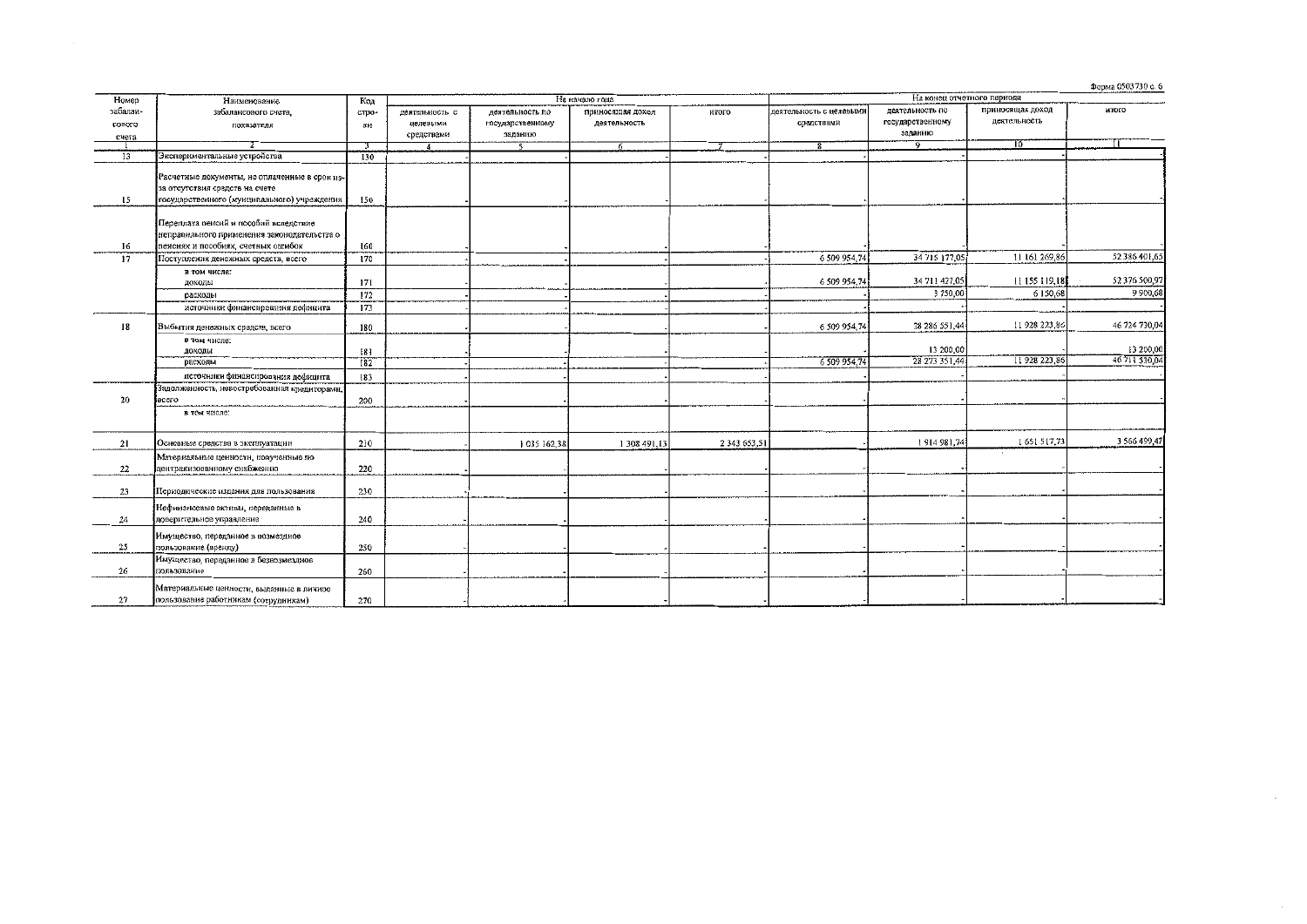Форма 0503730 с. 6

| Номер забалансового счета | Наименование забалансового счета, показателя | Код строки | На начало года | | | | На конец отчетного периода | | | |
|---|---|---|---|---|---|---|---|---|---|---|
| | | | деятельность с целевыми средствами | деятельность по государственному заданию | приносящая доход деятельность | итого | деятельность с целевыми средствами | деятельность по государственному заданию | приносящая доход деятельность | итого |
| 1 | 2 | 3 | 4 | 5 | 6 | 7 | 8 | 9 | 10 | 11 |
| 13 | Экспериментальные устройства | 130 | - | - | - | - | - | - | - | - |
| 15 | Расчетные документы, не оплаченные в срок из-за отсутствия средств на счете государственного (муниципального) учреждения | 150 | - | - | - | - | - | - | - | - |
| 16 | Переплата пенсий и пособий вследствие неправильного применения законодательства о пенсиях и пособиях, счетных ошибок | 160 | - | - | - | - | - | - | - | - |
| 17 | Поступления денежных средств, всего | 170 | - | - | - | - | 6 509 954,74 | 34 715 177,05 | 11 161 269,86 | 52 386 401,65 |
| | в том числе: доходы | 171 | - | - | - | - | 6 509 954,74 | 34 711 427,05 | 11 155 119,18 | 52 376 500,97 |
| | расходы | 172 | - | - | - | - | - | 3 750,00 | 6 150,68 | 9 900,68 |
| | источники финансирования дефицита | 173 | - | - | - | - | - | - | - | - |
| 18 | Выбытия денежных средств, всего | 180 | - | - | - | - | 6 509 954,74 | 28 286 551,44 | 11 928 223,86 | 46 724 730,04 |
| | в том числе: доходы | 181 | - | - | - | - | - | 13 200,00 | - | 13 200,00 |
| | расходы | 182 | - | - | - | - | 6 509 954,74 | 28 273 351,44 | 11 928 223,86 | 46 711 530,04 |
| | источники финансирования дефицита | 183 | - | - | - | - | - | - | - | - |
| 20 | Задолженность, невостребованная кредиторами, всего | 200 | - | - | - | - | - | - | - | - |
| | в том числе: | | | | | | | | | |
| 21 | Основные средства в эксплуатации | 210 | - | 1 035 162,38 | 1 308 491,13 | 2 343 653,51 | - | 1 914 981,74 | 1 651 517,73 | 3 566 499,47 |
| 22 | Материальные ценности, полученные по централизованному снабжению | 220 | - | - | - | - | - | - | - | - |
| 23 | Периодические издания для пользования | 230 | - | - | - | - | - | - | - | - |
| 24 | Нефинансовые активы, переданные в доверительное управление | 240 | - | - | - | - | - | - | - | - |
| 25 | Имущество, переданное в возмездное пользование (аренду) | 250 | - | - | - | - | - | - | - | - |
| 26 | Имущество, переданное в безвозмездное пользование | 260 | - | - | - | - | - | - | - | - |
| 27 | Материальные ценности, выданные в личное пользование работникам (сотрудникам) | 270 | - | - | - | - | - | - | - | - |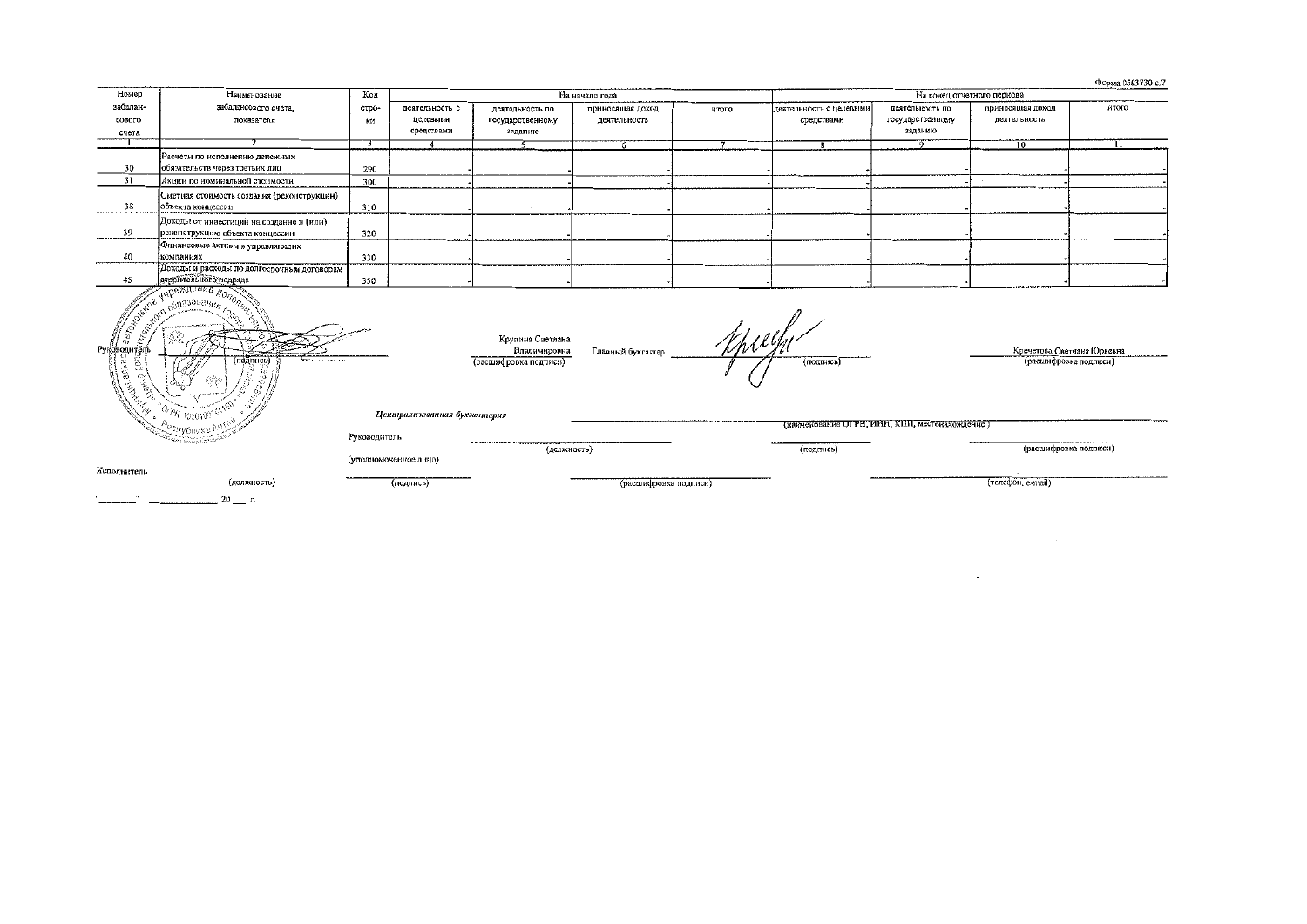Форма 0503730 с.7

| Номер забалансового счета | Наименование забалансового счета, показателя | Код строки | На начало года | | | | На конец отчетного периода | | | |
|---|---|---|---|---|---|---|---|---|---|---|
| | | | деятельность с целевыми средствами | деятельность по государственному заданию | приносящая доход деятельность | итого | деятельность с целевыми средствами | деятельность по государственному заданию | приносящая доход деятельность | итого |
| 1 | 2 | 3 | 4 | 5 | 6 | 7 | 8 | 9 | 10 | 11 |
| 30 | Расчеты по исполнению денежных обязательств через третьих лиц | 290 | - | - | - | - | - | - | - | - |
| 31 | Акции по номинальной стоимости | 300 | - | - | - | - | - | - | - | - |
| 38 | Сметная стоимость создания (реконструкции) объекта концессии | 310 | - | - | - | - | - | - | - | - |
| 39 | Доходы от инвестиций на создание и (или) реконструкцию объекта концессии | 320 | - | - | - | - | - | - | - | - |
| 40 | Финансовые активы в управляющих компаниях | 330 | - | - | - | - | - | - | - | - |
| 45 | Доходы и расходы по долгосрочным договорам строительного подряда | 350 | - | - | - | - | - | - | - | - |

Руководитель ______________ (подпись) Крупина Светлана Владимировна (расшифровка подписи)

Главный бухгалтер ______________ (подпись) Кречетова Светлана Юрьевна (расшифровка подписи)

*Централизованная бухгалтерия* ______________ (наименование ОГРН, ИНН, КПП, местонахождение)

Руководитель (уполномоченное лицо) ______________ (должность) ______________ (подпись) ______________ (расшифровка подписи)

Исполнитель ______________ (должность) ______________ (подпись) ______________ (расшифровка подписи) ______________ (телефон, e-mail)

"____" ______________ 20 ___ г.